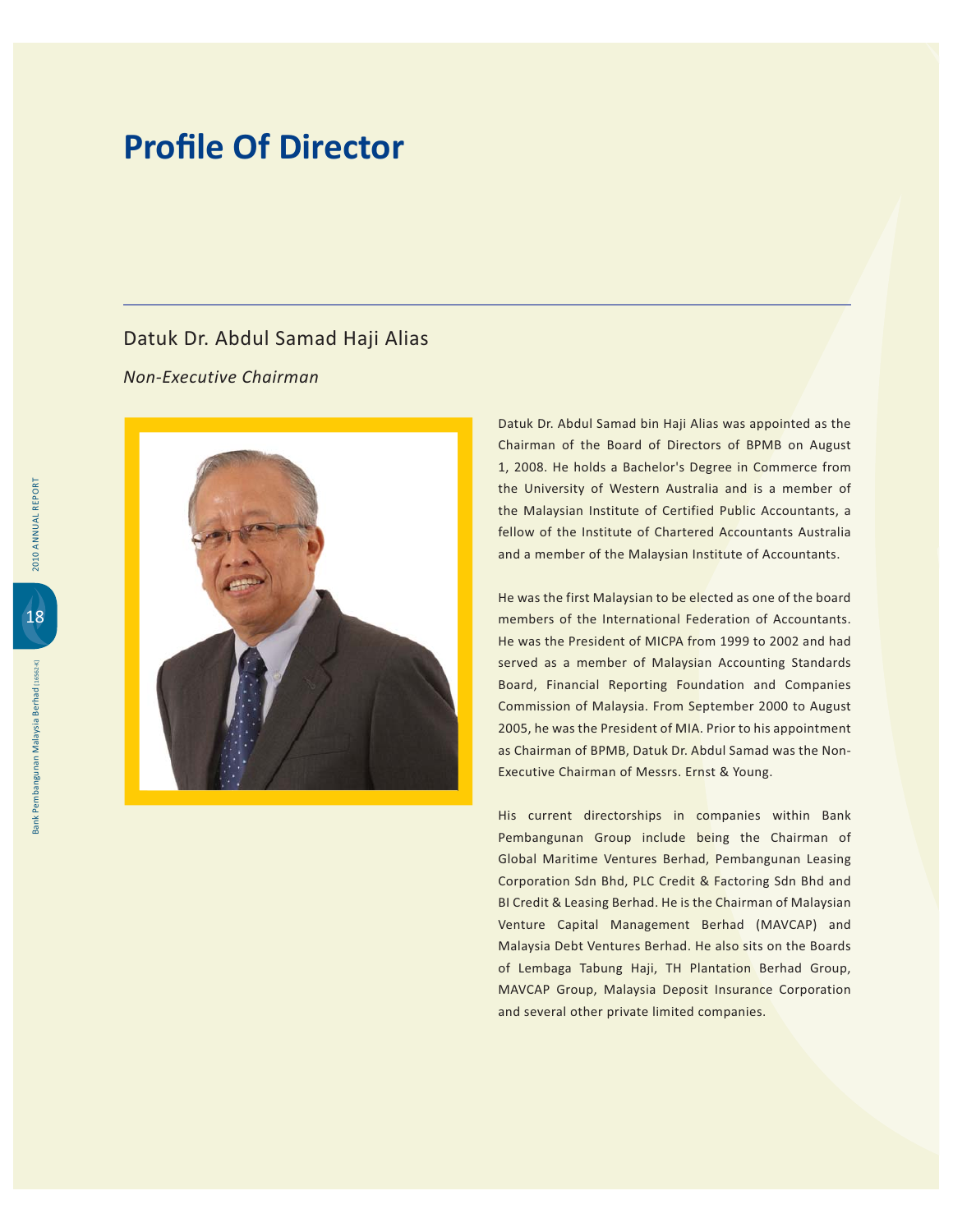# Profile Of Director

## Datuk Dr. Abdul Samad Haji Alias

*Non-Executive Chairman*

Datuk Dr. Abdul Samad bin Haji Alias was appointed as the Chairman of the Board of Directors of BPMB on August 1, 2008. He holds a Bachelor's Degree in Commerce from the University of Western Australia and is a member of the Malaysian Institute of Certified Public Accountants, a fellow of the Institute of Chartered Accountants Australia and a member of the Malaysian Institute of Accountants.

He was the first Malaysian to be elected as one of the board members of the International Federation of Accountants. He was the President of MICPA from 1999 to 2002 and had served as a member of Malaysian Accounting Standards Board, Financial Reporting Foundation and Companies Commission of Malaysia. From September 2000 to August 2005, he was the President of MIA. Prior to his appointment as Chairman of BPMB, Datuk Dr. Abdul Samad was the Non-Executive Chairman of Messrs. Ernst & Young.

His current directorships in companies within Bank Pembangunan Group include being the Chairman of Global Maritime Ventures Berhad, Pembangunan Leasing Corporation Sdn Bhd, PLC Credit & Factoring Sdn Bhd and BI Credit & Leasing Berhad. He is the Chairman of Malaysian Venture Capital Management Berhad (MAVCAP) and Malaysia Debt Ventures Berhad. He also sits on the Boards of Lembaga Tabung Haji, TH Plantation Berhad Group, MAVCAP Group, Malaysia Deposit Insurance Corporation and several other private limited companies.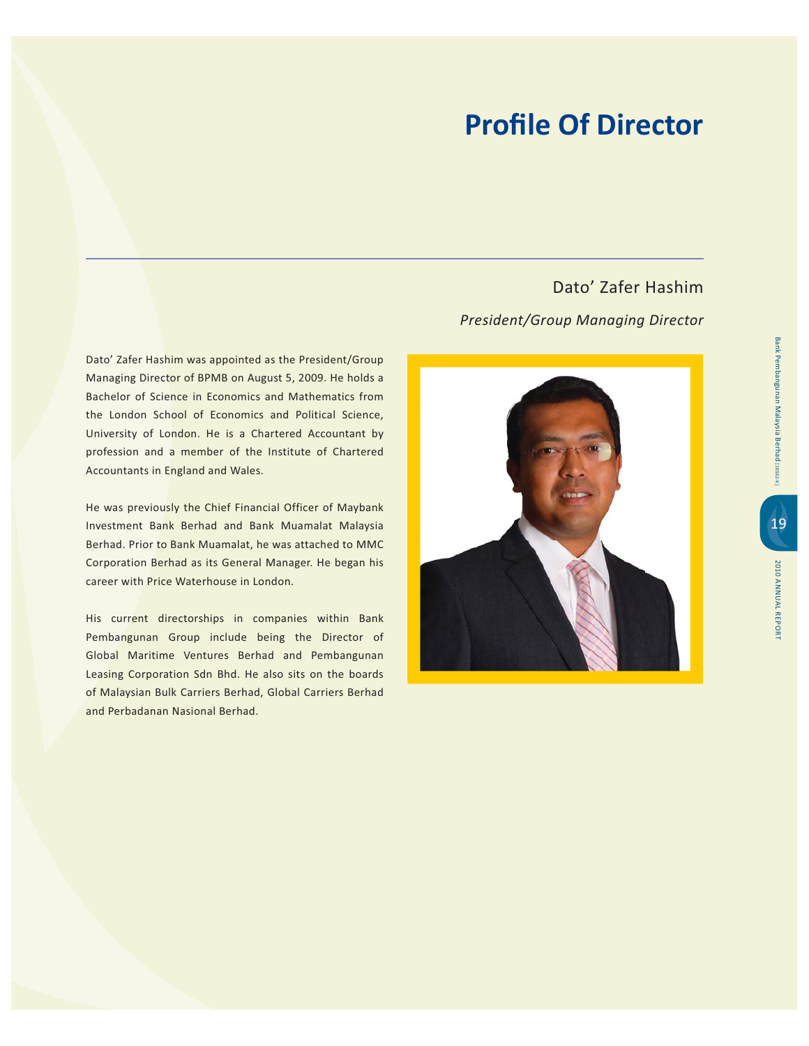# Profile Of Director

## Dato' Zafer Hashim

*President/Group Managing Director*

Dato' Zafer Hashim was appointed as the President/Group Managing Director of BPMB on August 5, 2009. He holds a Bachelor of Science in Economics and Mathematics from the London School of Economics and Political Science, University of London. He is a Chartered Accountant by profession and a member of the Institute of Chartered Accountants in England and Wales.

He was previously the Chief Financial Officer of Maybank Investment Bank Berhad and Bank Muamalat Malaysia Berhad. Prior to Bank Muamalat, he was attached to MMC Corporation Berhad as its General Manager. He began his career with Price Waterhouse in London.

His current directorships in companies within Bank Pembangunan Group include being the Director of Global Maritime Ventures Berhad and Pembangunan Leasing Corporation Sdn Bhd. He also sits on the boards of Malaysian Bulk Carriers Berhad, Global Carriers Berhad and Perbadanan Nasional Berhad.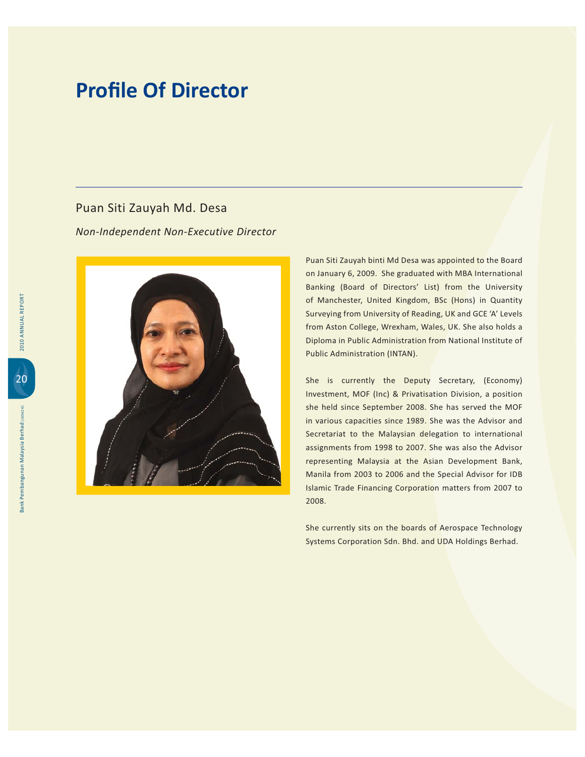# Profile Of Director

## Puan Siti Zauyah Md. Desa

*Non-Independent Non-Executive Director*

Puan Siti Zauyah binti Md Desa was appointed to the Board on January 6, 2009. She graduated with MBA International Banking (Board of Directors' List) from the University of Manchester, United Kingdom, BSc (Hons) in Quantity Surveying from University of Reading, UK and GCE 'A' Levels from Aston College, Wrexham, Wales, UK. She also holds a Diploma in Public Administration from National Institute of Public Administration (INTAN).

She is currently the Deputy Secretary, (Economy) Investment, MOF (Inc) & Privatisation Division, a position she held since September 2008. She has served the MOF in various capacities since 1989. She was the Advisor and Secretariat to the Malaysian delegation to international assignments from 1998 to 2007. She was also the Advisor representing Malaysia at the Asian Development Bank, Manila from 2003 to 2006 and the Special Advisor for IDB Islamic Trade Financing Corporation matters from 2007 to 2008.

She currently sits on the boards of Aerospace Technology Systems Corporation Sdn. Bhd. and UDA Holdings Berhad.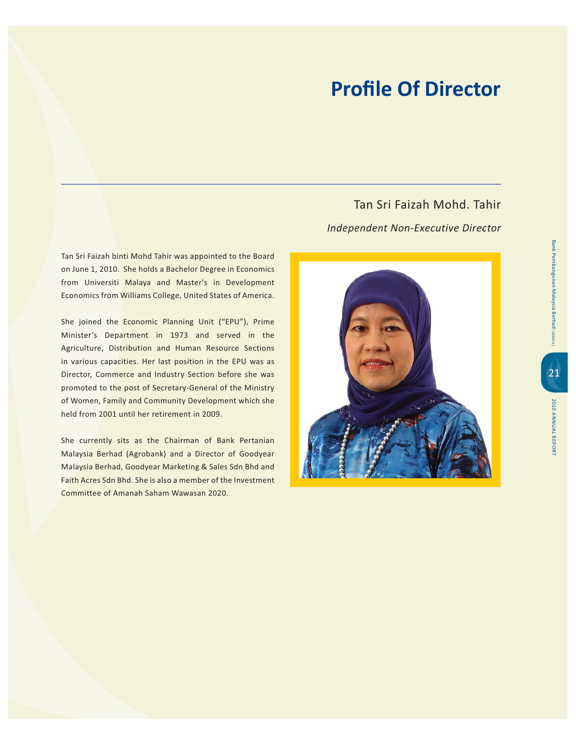# Profile Of Director

## Tan Sri Faizah Mohd. Tahir

*Independent Non-Executive Director*

Tan Sri Faizah binti Mohd Tahir was appointed to the Board on June 1, 2010. She holds a Bachelor Degree in Economics from Universiti Malaya and Master's in Development Economics from Williams College, United States of America.

She joined the Economic Planning Unit ("EPU"), Prime Minister's Department in 1973 and served in the Agriculture, Distribution and Human Resource Sections in various capacities. Her last position in the EPU was as Director, Commerce and Industry Section before she was promoted to the post of Secretary-General of the Ministry of Women, Family and Community Development which she held from 2001 until her retirement in 2009.

She currently sits as the Chairman of Bank Pertanian Malaysia Berhad (Agrobank) and a Director of Goodyear Malaysia Berhad, Goodyear Marketing & Sales Sdn Bhd and Faith Acres Sdn Bhd. She is also a member of the Investment Committee of Amanah Saham Wawasan 2020.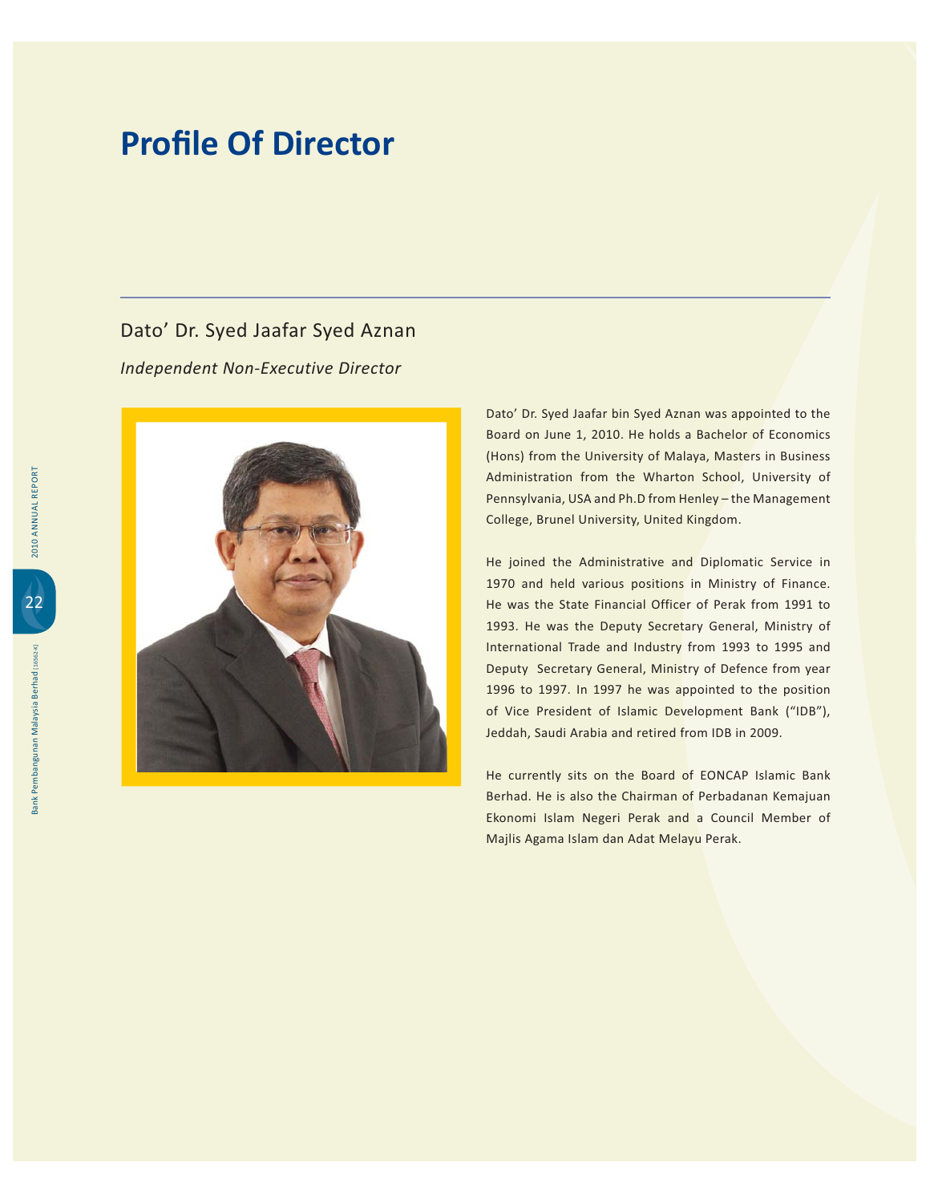# Profile Of Director

## Dato' Dr. Syed Jaafar Syed Aznan

*Independent Non-Executive Director*

Dato' Dr. Syed Jaafar bin Syed Aznan was appointed to the Board on June 1, 2010. He holds a Bachelor of Economics (Hons) from the University of Malaya, Masters in Business Administration from the Wharton School, University of Pennsylvania, USA and Ph.D from Henley – the Management College, Brunel University, United Kingdom.

He joined the Administrative and Diplomatic Service in 1970 and held various positions in Ministry of Finance. He was the State Financial Officer of Perak from 1991 to 1993. He was the Deputy Secretary General, Ministry of International Trade and Industry from 1993 to 1995 and Deputy Secretary General, Ministry of Defence from year 1996 to 1997. In 1997 he was appointed to the position of Vice President of Islamic Development Bank ("IDB"), Jeddah, Saudi Arabia and retired from IDB in 2009.

He currently sits on the Board of EONCAP Islamic Bank Berhad. He is also the Chairman of Perbadanan Kemajuan Ekonomi Islam Negeri Perak and a Council Member of Majlis Agama Islam dan Adat Melayu Perak.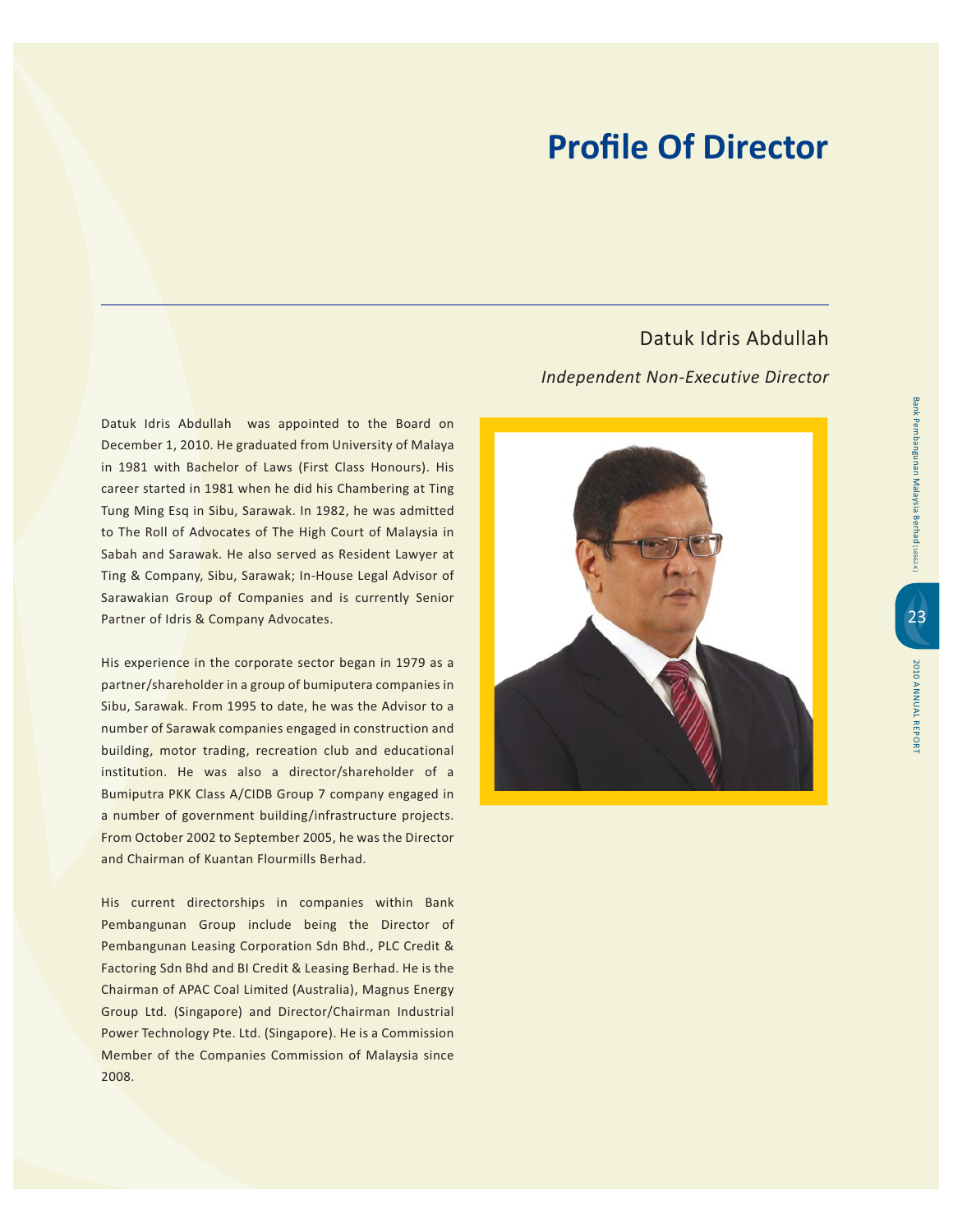# Profile Of Director

## Datuk Idris Abdullah

*Independent Non-Executive Director*

Datuk Idris Abdullah was appointed to the Board on December 1, 2010. He graduated from University of Malaya in 1981 with Bachelor of Laws (First Class Honours). His career started in 1981 when he did his Chambering at Ting Tung Ming Esq in Sibu, Sarawak. In 1982, he was admitted to The Roll of Advocates of The High Court of Malaysia in Sabah and Sarawak. He also served as Resident Lawyer at Ting & Company, Sibu, Sarawak; In-House Legal Advisor of Sarawakian Group of Companies and is currently Senior Partner of Idris & Company Advocates.

His experience in the corporate sector began in 1979 as a partner/shareholder in a group of bumiputera companies in Sibu, Sarawak. From 1995 to date, he was the Advisor to a number of Sarawak companies engaged in construction and building, motor trading, recreation club and educational institution. He was also a director/shareholder of a Bumiputra PKK Class A/CIDB Group 7 company engaged in a number of government building/infrastructure projects. From October 2002 to September 2005, he was the Director and Chairman of Kuantan Flourmills Berhad.

His current directorships in companies within Bank Pembangunan Group include being the Director of Pembangunan Leasing Corporation Sdn Bhd., PLC Credit & Factoring Sdn Bhd and BI Credit & Leasing Berhad. He is the Chairman of APAC Coal Limited (Australia), Magnus Energy Group Ltd. (Singapore) and Director/Chairman Industrial Power Technology Pte. Ltd. (Singapore). He is a Commission Member of the Companies Commission of Malaysia since 2008.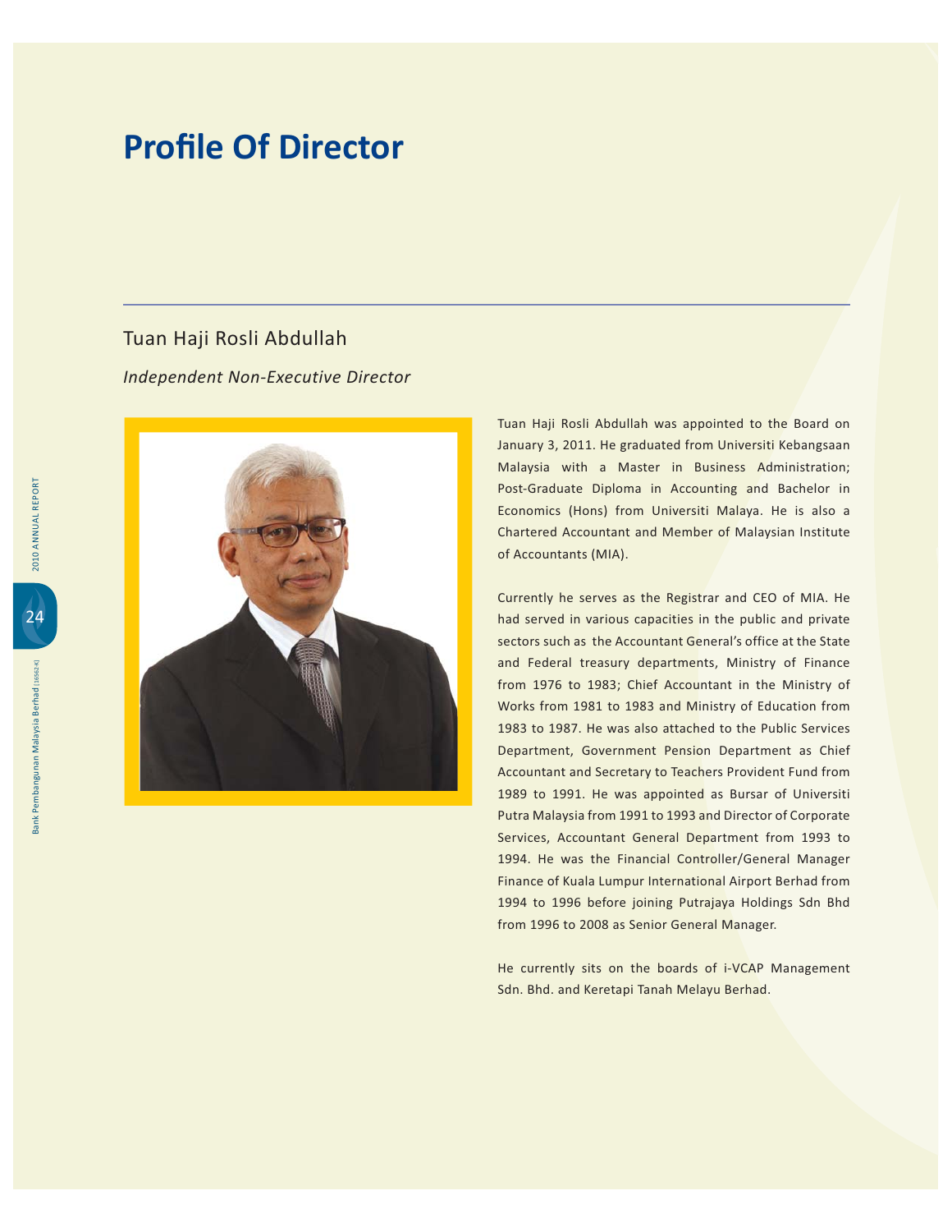# Profile Of Director

## Tuan Haji Rosli Abdullah

*Independent Non-Executive Director*

Tuan Haji Rosli Abdullah was appointed to the Board on January 3, 2011. He graduated from Universiti Kebangsaan Malaysia with a Master in Business Administration; Post-Graduate Diploma in Accounting and Bachelor in Economics (Hons) from Universiti Malaya. He is also a Chartered Accountant and Member of Malaysian Institute of Accountants (MIA).

Currently he serves as the Registrar and CEO of MIA. He had served in various capacities in the public and private sectors such as the Accountant General's office at the State and Federal treasury departments, Ministry of Finance from 1976 to 1983; Chief Accountant in the Ministry of Works from 1981 to 1983 and Ministry of Education from 1983 to 1987. He was also attached to the Public Services Department, Government Pension Department as Chief Accountant and Secretary to Teachers Provident Fund from 1989 to 1991. He was appointed as Bursar of Universiti Putra Malaysia from 1991 to 1993 and Director of Corporate Services, Accountant General Department from 1993 to 1994. He was the Financial Controller/General Manager Finance of Kuala Lumpur International Airport Berhad from 1994 to 1996 before joining Putrajaya Holdings Sdn Bhd from 1996 to 2008 as Senior General Manager.

He currently sits on the boards of i-VCAP Management Sdn. Bhd. and Keretapi Tanah Melayu Berhad.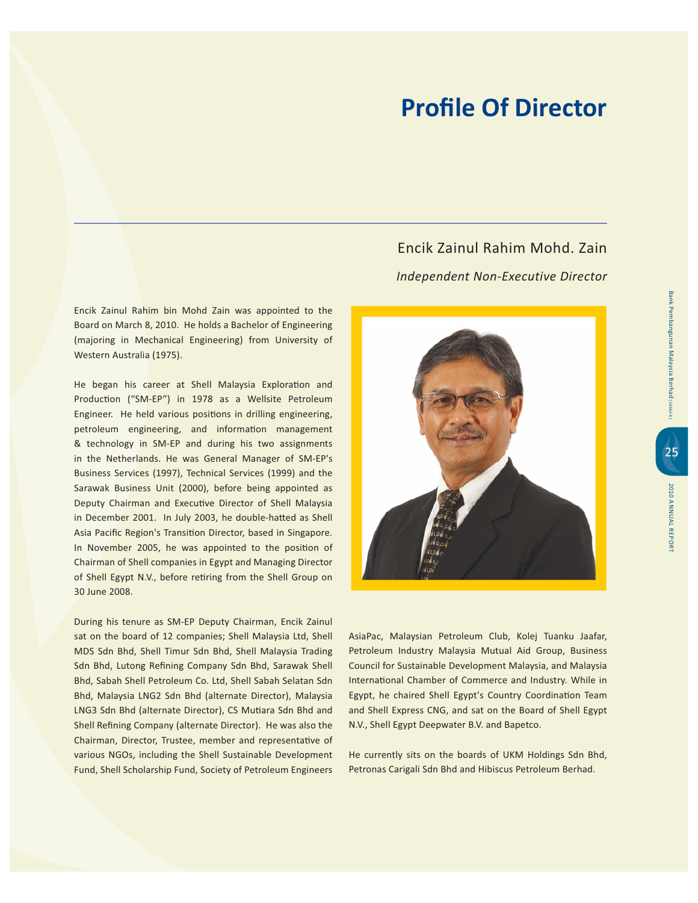# Profile Of Director

## Encik Zainul Rahim Mohd. Zain

*Independent Non-Executive Director*

Encik Zainul Rahim bin Mohd Zain was appointed to the Board on March 8, 2010. He holds a Bachelor of Engineering (majoring in Mechanical Engineering) from University of Western Australia (1975).

He began his career at Shell Malaysia Exploration and Production ("SM-EP") in 1978 as a Wellsite Petroleum Engineer. He held various positions in drilling engineering, petroleum engineering, and information management & technology in SM-EP and during his two assignments in the Netherlands. He was General Manager of SM-EP's Business Services (1997), Technical Services (1999) and the Sarawak Business Unit (2000), before being appointed as Deputy Chairman and Executive Director of Shell Malaysia in December 2001. In July 2003, he double-hatted as Shell Asia Pacific Region's Transition Director, based in Singapore. In November 2005, he was appointed to the position of Chairman of Shell companies in Egypt and Managing Director of Shell Egypt N.V., before retiring from the Shell Group on 30 June 2008.

During his tenure as SM-EP Deputy Chairman, Encik Zainul sat on the board of 12 companies; Shell Malaysia Ltd, Shell MDS Sdn Bhd, Shell Timur Sdn Bhd, Shell Malaysia Trading Sdn Bhd, Lutong Refining Company Sdn Bhd, Sarawak Shell Bhd, Sabah Shell Petroleum Co. Ltd, Shell Sabah Selatan Sdn Bhd, Malaysia LNG2 Sdn Bhd (alternate Director), Malaysia LNG3 Sdn Bhd (alternate Director), CS Mutiara Sdn Bhd and Shell Refining Company (alternate Director). He was also the Chairman, Director, Trustee, member and representative of various NGOs, including the Shell Sustainable Development Fund, Shell Scholarship Fund, Society of Petroleum Engineers AsiaPac, Malaysian Petroleum Club, Kolej Tuanku Jaafar, Petroleum Industry Malaysia Mutual Aid Group, Business Council for Sustainable Development Malaysia, and Malaysia International Chamber of Commerce and Industry. While in Egypt, he chaired Shell Egypt's Country Coordination Team and Shell Express CNG, and sat on the Board of Shell Egypt N.V., Shell Egypt Deepwater B.V. and Bapetco.

He currently sits on the boards of UKM Holdings Sdn Bhd, Petronas Carigali Sdn Bhd and Hibiscus Petroleum Berhad.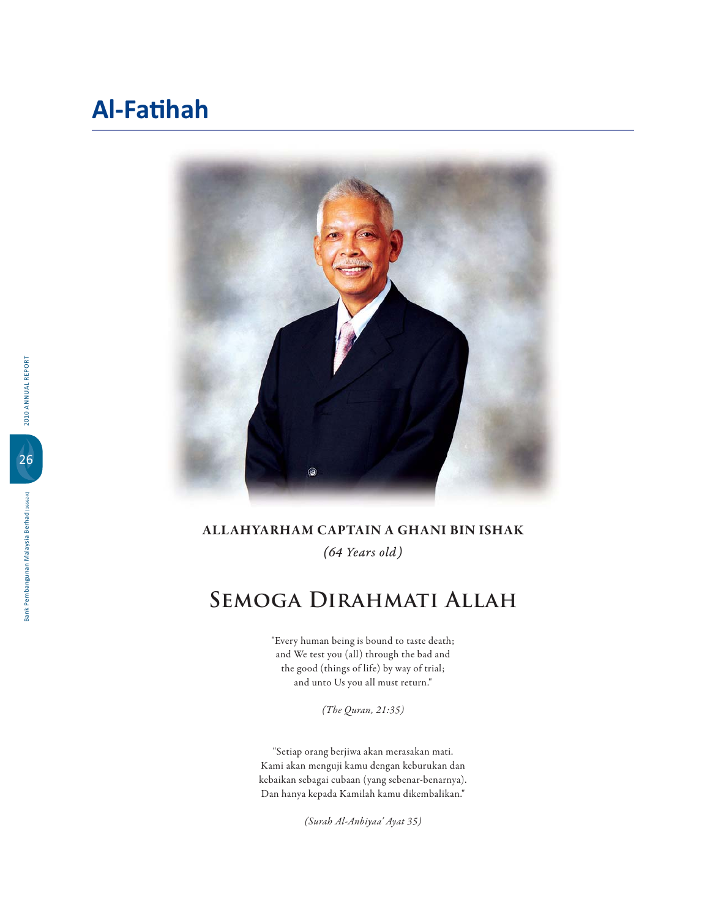# Al-Fatihah

**ALLAHYARHAM CAPTAIN A GHANI BIN ISHAK**

*(64 Years old)*

## Semoga Dirahmati Allah

"Every human being is bound to taste death;
and We test you (all) through the bad and
the good (things of life) by way of trial;
and unto Us you all must return."

*(The Quran, 21:35)*

"Setiap orang berjiwa akan merasakan mati.
Kami akan menguji kamu dengan keburukan dan
kebaikan sebagai cubaan (yang sebenar-benarnya).
Dan hanya kepada Kamilah kamu dikembalikan."

*(Surah Al-Anbiyaa' Ayat 35)*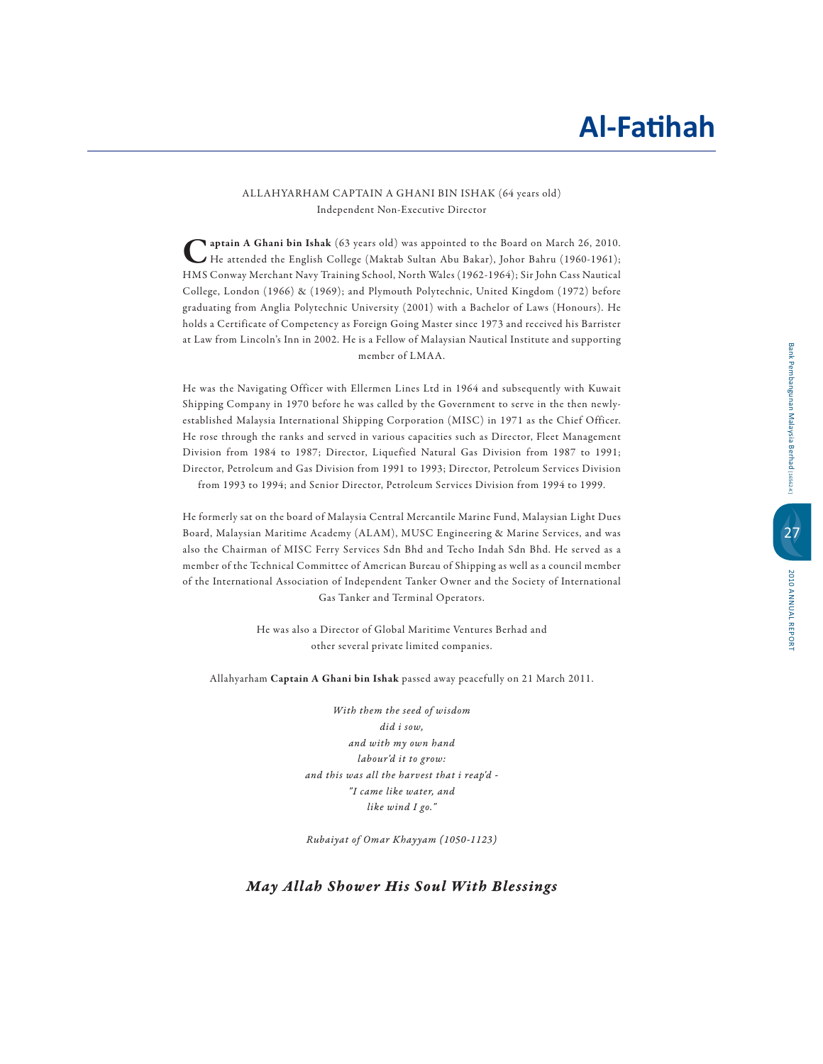# Al-Fatihah

ALLAHYARHAM CAPTAIN A GHANI BIN ISHAK (64 years old)
Independent Non-Executive Director

**Captain A Ghani bin Ishak** (63 years old) was appointed to the Board on March 26, 2010. He attended the English College (Maktab Sultan Abu Bakar), Johor Bahru (1960-1961); HMS Conway Merchant Navy Training School, North Wales (1962-1964); Sir John Cass Nautical College, London (1966) & (1969); and Plymouth Polytechnic, United Kingdom (1972) before graduating from Anglia Polytechnic University (2001) with a Bachelor of Laws (Honours). He holds a Certificate of Competency as Foreign Going Master since 1973 and received his Barrister at Law from Lincoln's Inn in 2002. He is a Fellow of Malaysian Nautical Institute and supporting member of LMAA.

He was the Navigating Officer with Ellermen Lines Ltd in 1964 and subsequently with Kuwait Shipping Company in 1970 before he was called by the Government to serve in the then newly-established Malaysia International Shipping Corporation (MISC) in 1971 as the Chief Officer. He rose through the ranks and served in various capacities such as Director, Fleet Management Division from 1984 to 1987; Director, Liquefied Natural Gas Division from 1987 to 1991; Director, Petroleum and Gas Division from 1991 to 1993; Director, Petroleum Services Division from 1993 to 1994; and Senior Director, Petroleum Services Division from 1994 to 1999.

He formerly sat on the board of Malaysia Central Mercantile Marine Fund, Malaysian Light Dues Board, Malaysian Maritime Academy (ALAM), MUSC Engineering & Marine Services, and was also the Chairman of MISC Ferry Services Sdn Bhd and Techo Indah Sdn Bhd. He served as a member of the Technical Committee of American Bureau of Shipping as well as a council member of the International Association of Independent Tanker Owner and the Society of International Gas Tanker and Terminal Operators.

He was also a Director of Global Maritime Ventures Berhad and other several private limited companies.

Allahyarham **Captain A Ghani bin Ishak** passed away peacefully on 21 March 2011.

*With them the seed of wisdom*
*did i sow,*
*and with my own hand*
*labour'd it to grow:*
*and this was all the harvest that i reap'd -*
*"I came like water, and*
*like wind I go."*

*Rubaiyat of Omar Khayyam (1050-1123)*

***May Allah Shower His Soul With Blessings***